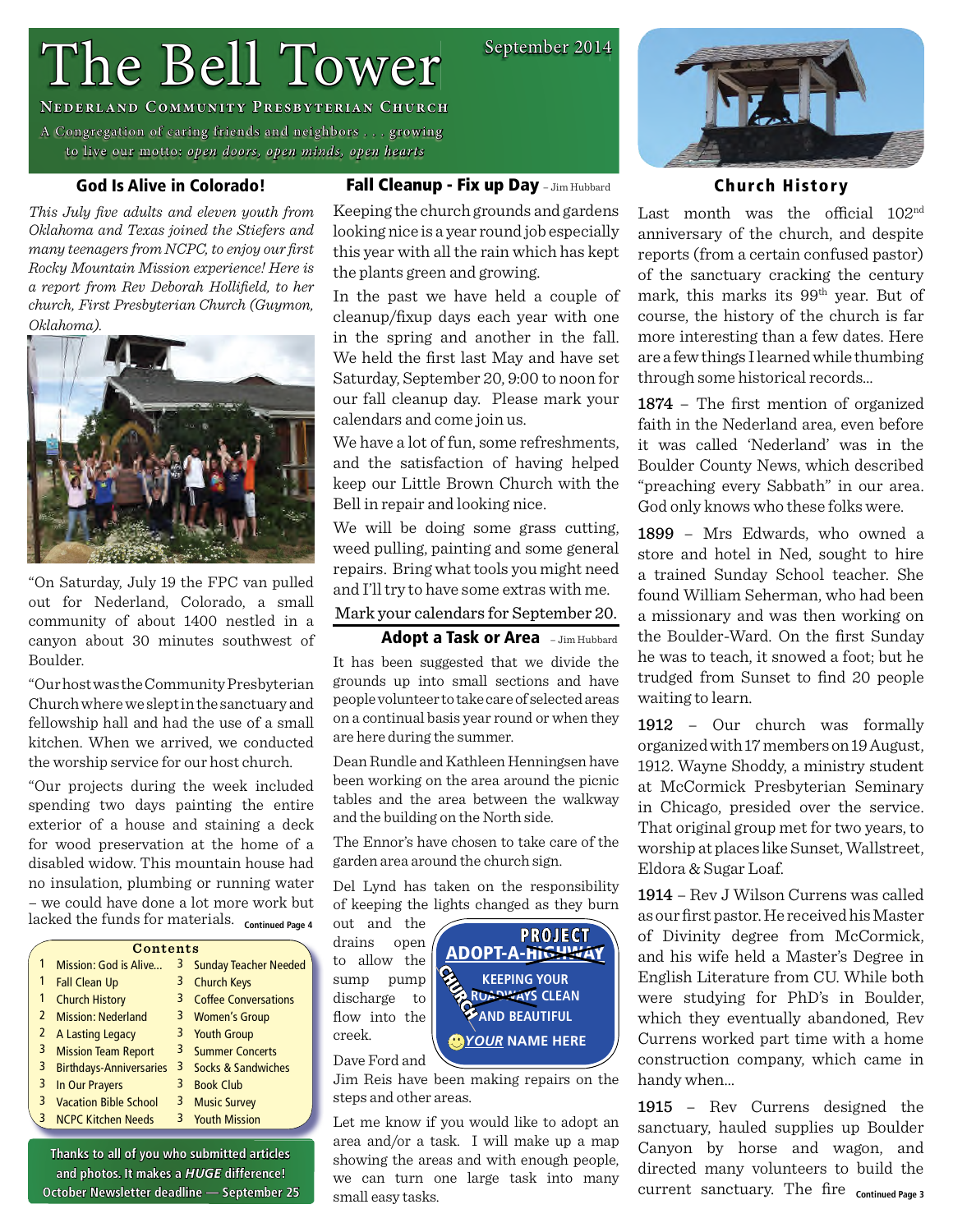# The Bell Tower

September 2014

**Nederland Community Presbyterian Church**

A Congregation of caring friends and neighbors . . . growing to live our motto: *open doors, open minds, open hearts*

## God Is Alive in Colorado!

*This July five adults and eleven youth from Oklahoma and Texas joined the Stiefers and many teenagers from NCPC, to enjoy our first Rocky Mountain Mission experience! Here is a report from Rev Deborah Hollifield, to her church, First Presbyterian Church (Guymon, Oklahoma).*

"On Saturday, July 19 the FPC van pulled out for Nederland, Colorado, a small community of about 1400 nestled in a canyon about 30 minutes southwest of Boulder.

"Our host was the Community Presbyterian Church where we slept in the sanctuary and fellowship hall and had the use of a small kitchen. When we arrived, we conducted the worship service for our host church.

"Our projects during the week included spending two days painting the entire exterior of a house and staining a deck for wood preservation at the home of a disabled widow. This mountain house had no insulation, plumbing or running water – we could have done a lot more work but lacked the funds for materials. **Continued Page 4**

**Contents**

| | | | |
|---|---|---|---|
| 1 | Mission: God is Alive... | 3 | Sunday Teacher Needed |
| 1 | Fall Clean Up | 3 | Church Keys |
| 1 | Church History | 3 | Coffee Conversations |
| 2 | Mission: Nederland | 3 | Women's Group |
| 2 | A Lasting Legacy | 3 | Youth Group |
| 3 | Mission Team Report | 3 | Summer Concerts |
| 3 | Birthdays-Anniversaries | 3 | Socks & Sandwiches |
| 3 | In Our Prayers | 3 | Book Club |
| 3 | Vacation Bible School | 3 | Music Survey |
| 3 | NCPC Kitchen Needs | 3 | Youth Mission |

**Thanks to all of you who submitted articles and photos. It makes a *HUGE* difference! October Newsletter deadline — September 25**

## Fall Cleanup - Fix up Day – Jim Hubbard

Keeping the church grounds and gardens looking nice is a year round job especially this year with all the rain which has kept the plants green and growing.

In the past we have held a couple of cleanup/fixup days each year with one in the spring and another in the fall. We held the first last May and have set Saturday, September 20, 9:00 to noon for our fall cleanup day. Please mark your calendars and come join us.

We have a lot of fun, some refreshments, and the satisfaction of having helped keep our Little Brown Church with the Bell in repair and looking nice.

We will be doing some grass cutting, weed pulling, painting and some general repairs. Bring what tools you might need and I'll try to have some extras with me.

Mark your calendars for September 20.

## Adopt a Task or Area – Jim Hubbard

It has been suggested that we divide the grounds up into small sections and have people volunteer to take care of selected areas on a continual basis year round or when they are here during the summer.

Dean Rundle and Kathleen Henningsen have been working on the area around the picnic tables and the area between the walkway and the building on the North side.

The Ennor's have chosen to take care of the garden area around the church sign.

Del Lynd has taken on the responsibility of keeping the lights changed as they burn out and the drains open to allow the sump pump discharge to flow into the creek.

Dave Ford and Jim Reis have been making repairs on the steps and other areas.

Let me know if you would like to adopt an area and/or a task. I will make up a map showing the areas and with enough people, we can turn one large task into many small easy tasks.

PROJECT ADOPT-A-~~HIGHWAY~~ CHURCH
KEEPING YOUR ~~ROADWAYS~~ CLEAN AND BEAUTIFUL
*YOUR* NAME HERE

## Church History

Last month was the official 102nd anniversary of the church, and despite reports (from a certain confused pastor) of the sanctuary cracking the century mark, this marks its 99th year. But of course, the history of the church is far more interesting than a few dates. Here are a few things I learned while thumbing through some historical records...

**1874** – The first mention of organized faith in the Nederland area, even before it was called 'Nederland' was in the Boulder County News, which described "preaching every Sabbath" in our area. God only knows who these folks were.

**1899** – Mrs Edwards, who owned a store and hotel in Ned, sought to hire a trained Sunday School teacher. She found William Seherman, who had been a missionary and was then working on the Boulder-Ward. On the first Sunday he was to teach, it snowed a foot; but he trudged from Sunset to find 20 people waiting to learn.

**1912** – Our church was formally organized with 17 members on 19 August, 1912. Wayne Shoddy, a ministry student at McCormick Presbyterian Seminary in Chicago, presided over the service. That original group met for two years, to worship at places like Sunset, Wallstreet, Eldora & Sugar Loaf.

**1914** – Rev J Wilson Currens was called as our first pastor. He received his Master of Divinity degree from McCormick, and his wife held a Master's Degree in English Literature from CU. While both were studying for PhD's in Boulder, which they eventually abandoned, Rev Currens worked part time with a home construction company, which came in handy when...

**1915** – Rev Currens designed the sanctuary, hauled supplies up Boulder Canyon by horse and wagon, and directed many volunteers to build the current sanctuary. The fire **Continued Page 3**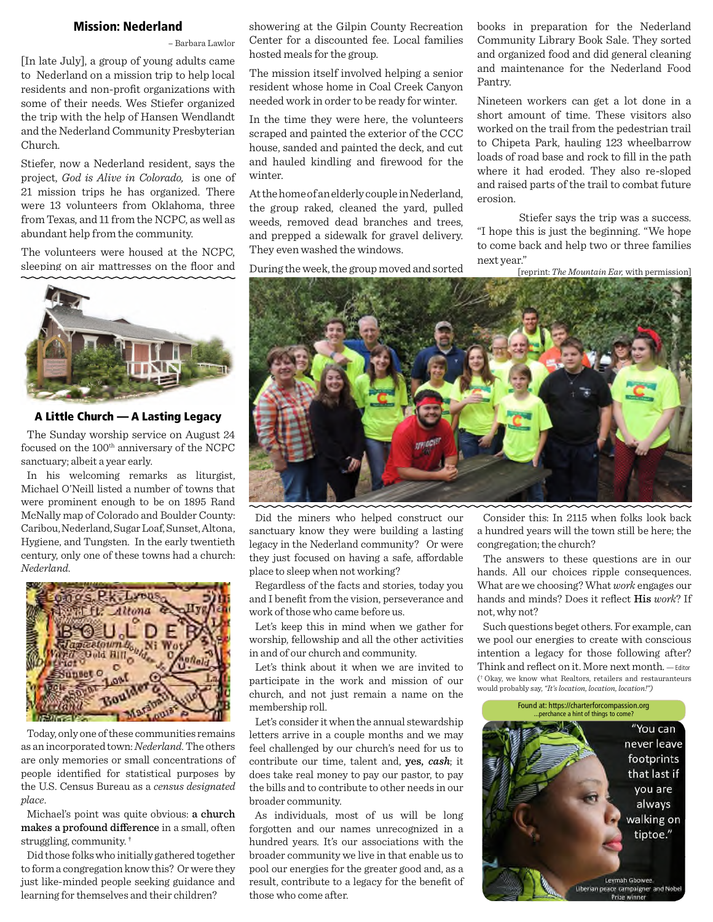## Mission: Nederland

– Barbara Lawlor

[In late July], a group of young adults came to Nederland on a mission trip to help local residents and non-profit organizations with some of their needs. Wes Stiefer organized the trip with the help of Hansen Wendlandt and the Nederland Community Presbyterian Church.

Stiefer, now a Nederland resident, says the project, *God is Alive in Colorado,* is one of 21 mission trips he has organized. There were 13 volunteers from Oklahoma, three from Texas, and 11 from the NCPC, as well as abundant help from the community.

The volunteers were housed at the NCPC, sleeping on air mattresses on the floor and showering at the Gilpin County Recreation Center for a discounted fee. Local families hosted meals for the group.

The mission itself involved helping a senior resident whose home in Coal Creek Canyon needed work in order to be ready for winter.

In the time they were here, the volunteers scraped and painted the exterior of the CCC house, sanded and painted the deck, and cut and hauled kindling and firewood for the winter.

At the home of an elderly couple in Nederland, the group raked, cleaned the yard, pulled weeds, removed dead branches and trees, and prepped a sidewalk for gravel delivery. They even washed the windows.

During the week, the group moved and sorted books in preparation for the Nederland Community Library Book Sale. They sorted and organized food and did general cleaning and maintenance for the Nederland Food Pantry.

Nineteen workers can get a lot done in a short amount of time. These visitors also worked on the trail from the pedestrian trail to Chipeta Park, hauling 123 wheelbarrow loads of road base and rock to fill in the path where it had eroded. They also re-sloped and raised parts of the trail to combat future erosion.

Stiefer says the trip was a success. "I hope this is just the beginning. "We hope to come back and help two or three families next year."

[reprint: *The Mountain Ear,* with permission]

## A Little Church — A Lasting Legacy

The Sunday worship service on August 24 focused on the 100th anniversary of the NCPC sanctuary; albeit a year early.

In his welcoming remarks as liturgist, Michael O'Neill listed a number of towns that were prominent enough to be on 1895 Rand McNally map of Colorado and Boulder County: Caribou, Nederland, Sugar Loaf, Sunset, Altona, Hygiene, and Tungsten. In the early twentieth century, only one of these towns had a church: *Nederland.*

Today, only one of these communities remains as an incorporated town: *Nederland.* The others are only memories or small concentrations of people identified for statistical purposes by the U.S. Census Bureau as a *census designated place*.

Michael's point was quite obvious: **a church makes a profound difference** in a small, often struggling, community. †

Did those folks who initially gathered together to form a congregation know this? Or were they just like-minded people seeking guidance and learning for themselves and their children?

Did the miners who helped construct our sanctuary know they were building a lasting legacy in the Nederland community? Or were they just focused on having a safe, affordable place to sleep when not working?

Regardless of the facts and stories, today you and I benefit from the vision, perseverance and work of those who came before us.

Let's keep this in mind when we gather for worship, fellowship and all the other activities in and of our church and community.

Let's think about it when we are invited to participate in the work and mission of our church, and not just remain a name on the membership roll.

Let's consider it when the annual stewardship letters arrive in a couple months and we may feel challenged by our church's need for us to contribute our time, talent and, **yes,** ***cash***; it does take real money to pay our pastor, to pay the bills and to contribute to other needs in our broader community.

As individuals, most of us will be long forgotten and our names unrecognized in a hundred years. It's our associations with the broader community we live in that enable us to pool our energies for the greater good and, as a result, contribute to a legacy for the benefit of those who come after.

Consider this: In 2115 when folks look back a hundred years will the town still be here; the congregation; the church?

The answers to these questions are in our hands. All our choices ripple consequences. What are we choosing? What *work* engages our hands and minds? Does it reflect **His** *work*? If not, why not?

Such questions beget others. For example, can we pool our energies to create with conscious intention a legacy for those following after? Think and reflect on it. More next month. — Editor

(† Okay, we know what Realtors, retailers and restauranteurs would probably say, *"It's location, location, location!"*)

Found at: https://charterforcompassion.org
...perchance a hint of things to come?

"You can never leave footprints that last if you are always walking on tiptoe."

Leymah Gbowee,
Liberian peace campaigner and Nobel Prize winner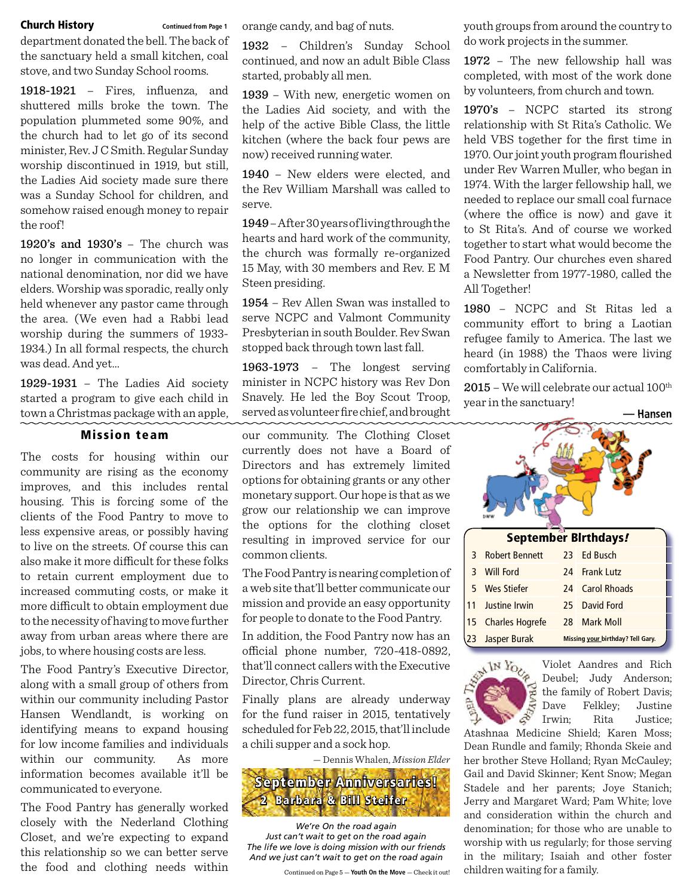## Church History

*Continued from Page 1*

department donated the bell. The back of the sanctuary held a small kitchen, coal stove, and two Sunday School rooms.

**1918-1921** – Fires, influenza, and shuttered mills broke the town. The population plummeted some 90%, and the church had to let go of its second minister, Rev. J C Smith. Regular Sunday worship discontinued in 1919, but still, the Ladies Aid society made sure there was a Sunday School for children, and somehow raised enough money to repair the roof!

**1920's and 1930's** – The church was no longer in communication with the national denomination, nor did we have elders. Worship was sporadic, really only held whenever any pastor came through the area. (We even had a Rabbi lead worship during the summers of 1933-1934.) In all formal respects, the church was dead. And yet...

**1929-1931** – The Ladies Aid society started a program to give each child in town a Christmas package with an apple, orange candy, and bag of nuts.

**1932** – Children's Sunday School continued, and now an adult Bible Class started, probably all men.

**1939** – With new, energetic women on the Ladies Aid society, and with the help of the active Bible Class, the little kitchen (where the back four pews are now) received running water.

**1940** – New elders were elected, and the Rev William Marshall was called to serve.

**1949** – After 30 years of living through the hearts and hard work of the community, the church was formally re-organized 15 May, with 30 members and Rev. E M Steen presiding.

**1954** – Rev Allen Swan was installed to serve NCPC and Valmont Community Presbyterian in south Boulder. Rev Swan stopped back through town last fall.

**1963-1973** – The longest serving minister in NCPC history was Rev Don Snavely. He led the Boy Scout Troop, served as volunteer fire chief, and brought youth groups from around the country to do work projects in the summer.

**1972** – The new fellowship hall was completed, with most of the work done by volunteers, from church and town.

**1970's** – NCPC started its strong relationship with St Rita's Catholic. We held VBS together for the first time in 1970. Our joint youth program flourished under Rev Warren Muller, who began in 1974. With the larger fellowship hall, we needed to replace our small coal furnace (where the office is now) and gave it to St Rita's. And of course we worked together to start what would become the Food Pantry. Our churches even shared a Newsletter from 1977-1980, called the All Together!

**1980** – NCPC and St Ritas led a community effort to bring a Laotian refugee family to America. The last we heard (in 1988) the Thaos were living comfortably in California.

**2015** – We will celebrate our actual 100th year in the sanctuary!

**— Hansen**

## Mission team

The costs for housing within our community are rising as the economy improves, and this includes rental housing. This is forcing some of the clients of the Food Pantry to move to less expensive areas, or possibly having to live on the streets. Of course this can also make it more difficult for these folks to retain current employment due to increased commuting costs, or make it more difficult to obtain employment due to the necessity of having to move further away from urban areas where there are jobs, to where housing costs are less.

The Food Pantry's Executive Director, along with a small group of others from within our community including Pastor Hansen Wendlandt, is working on identifying means to expand housing for low income families and individuals within our community. As more information becomes available it'll be communicated to everyone.

The Food Pantry has generally worked closely with the Nederland Clothing Closet, and we're expecting to expand this relationship so we can better serve the food and clothing needs within our community. The Clothing Closet currently does not have a Board of Directors and has extremely limited options for obtaining grants or any other monetary support. Our hope is that as we grow our relationship we can improve the options for the clothing closet resulting in improved service for our common clients.

The Food Pantry is nearing completion of a web site that'll better communicate our mission and provide an easy opportunity for people to donate to the Food Pantry.

In addition, the Food Pantry now has an official phone number, 720-418-0892, that'll connect callers with the Executive Director, Chris Current.

Finally plans are already underway for the fund raiser in 2015, tentatively scheduled for Feb 22, 2015, that'll include a chili supper and a sock hop.

— Dennis Whalen, *Mission Elder*

## September Anniversaries!

2 Barbara & Bill Steifer

*We're On the road again*
*Just can't wait to get on the road again*
*The life we love is doing mission with our friends*
*And we just can't wait to get on the road again*

Continued on Page 5 — **Youth On the Move** — Check it out!

## September Birthdays!

| | | | |
|---|---|---|---|
| 3 | Robert Bennett | 23 | Ed Busch |
| 3 | Will Ford | 24 | Frank Lutz |
| 5 | Wes Stiefer | 24 | Carol Rhoads |
| 11 | Justine Irwin | 25 | David Ford |
| 15 | Charles Hogrefe | 28 | Mark Moll |
| 23 | Jasper Burak | | |

**Missing your birthday? Tell Gary.**

## Keep Them In Your Prayers

Violet Aandres and Rich Deubel; Judy Anderson; the family of Robert Davis; Dave Felkley; Justine Irwin; Rita Justice; Atashnaa Medicine Shield; Karen Moss; Dean Rundle and family; Rhonda Skeie and her brother Steve Holland; Ryan McCauley; Gail and David Skinner; Kent Snow; Megan Stadele and her parents; Joye Stanich; Jerry and Margaret Ward; Pam White; love and consideration within the church and denomination; for those who are unable to worship with us regularly; for those serving in the military; Isaiah and other foster children waiting for a family.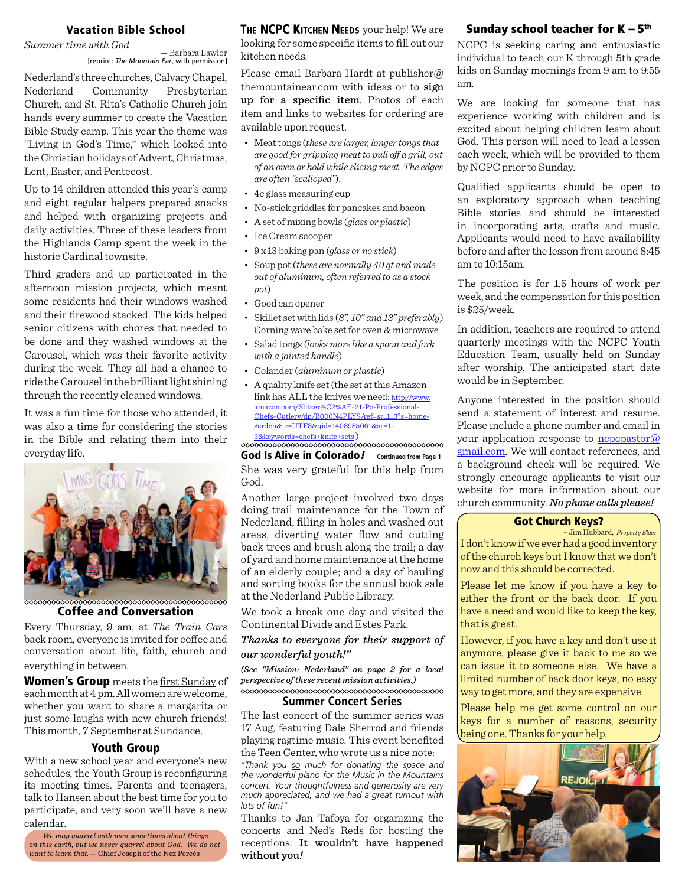## Vacation Bible School

*Summer time with God*

— Barbara Lawlor
[reprint: *The Mountain Ear*, with permission]

Nederland's three churches, Calvary Chapel, Nederland Community Presbyterian Church, and St. Rita's Catholic Church join hands every summer to create the Vacation Bible Study camp. This year the theme was "Living in God's Time," which looked into the Christian holidays of Advent, Christmas, Lent, Easter, and Pentecost.

Up to 14 children attended this year's camp and eight regular helpers prepared snacks and helped with organizing projects and daily activities. Three of these leaders from the Highlands Camp spent the week in the historic Cardinal townsite.

Third graders and up participated in the afternoon mission projects, which meant some residents had their windows washed and their firewood stacked. The kids helped senior citizens with chores that needed to be done and they washed windows at the Carousel, which was their favorite activity during the week. They all had a chance to ride the Carousel in the brilliant light shining through the recently cleaned windows.

It was a fun time for those who attended, it was also a time for considering the stories in the Bible and relating them into their everyday life.

## Coffee and Conversation

Every Thursday, 9 am, at *The Train Cars* back room, everyone is invited for coffee and conversation about life, faith, church and everything in between.

**Women's Group** meets the first Sunday of each month at 4 pm. All women are welcome, whether you want to share a margarita or just some laughs with new church friends! This month, 7 September at Sundance.

## Youth Group

With a new school year and everyone's new schedules, the Youth Group is reconfiguring its meeting times. Parents and teenagers, talk to Hansen about the best time for you to participate, and very soon we'll have a new calendar.

*We may quarrel with men sometimes about things on this earth, but we never quarrel about God. We do not want to learn that.* — Chief Joseph of the Nez Percés

**The NCPC Kitchen Needs** your help! We are looking for some specific items to fill out our kitchen needs.

Please email Barbara Hardt at publisher@themountainear.com with ideas or to **sign up for a specific item**. Photos of each item and links to websites for ordering are available upon request.

- Meat tongs (*these are larger, longer tongs that are good for gripping meat to pull off a grill, out of an oven or hold while slicing meat. The edges are often "scalloped"*).
- 4c glass measuring cup
- No-stick griddles for pancakes and bacon
- A set of mixing bowls (*glass or plastic*)
- Ice Cream scooper
- 9 x 13 baking pan (*glass or no stick*)
- Soup pot (*these are normally 40 qt and made out of aluminum, often referred to as a stock pot*)
- Good can opener
- Skillet set with lids (*8", 10" and 13" preferably*) Corning ware bake set for oven & microwave
- Salad tongs (*looks more like a spoon and fork with a jointed handle*)
- Colander (*aluminum or plastic*)
- A quality knife set (the set at this Amazon link has ALL the knives we need: http://www.amazon.com/Slitzer%C2%AE-21-Pc-Professional-Chefs-Cutlery/dp/B000N4PLYS/ref=sr_1_3?s=home-garden&ie=UTF8&qid=1408985061&sr=1-3&keywords=chefs+knife+sets )

## God Is Alive in Colorado! *Continued from Page 1*

She was very grateful for this help from God.

Another large project involved two days doing trail maintenance for the Town of Nederland, filling in holes and washed out areas, diverting water flow and cutting back trees and brush along the trail; a day of yard and home maintenance at the home of an elderly couple; and a day of hauling and sorting books for the annual book sale at the Nederland Public Library.

We took a break one day and visited the Continental Divide and Estes Park.

***Thanks to everyone for their support of our wonderful youth!"***

***(See "Mission: Nederland" on page 2 for a local perspective of these recent mission activities.)***

## Summer Concert Series

The last concert of the summer series was 17 Aug, featuring Dale Sherrod and friends playing ragtime music. This event benefited the Teen Center, who wrote us a nice note:

*"Thank you so much for donating the space and the wonderful piano for the Music in the Mountains concert. Your thoughtfulness and generosity are very much appreciated, and we had a great turnout with lots of fun!"*

Thanks to Jan Tafoya for organizing the concerts and Ned's Reds for hosting the receptions. **It wouldn't have happened without you!**

## Sunday school teacher for K – 5th

NCPC is seeking caring and enthusiastic individual to teach our K through 5th grade kids on Sunday mornings from 9 am to 9:55 am.

We are looking for someone that has experience working with children and is excited about helping children learn about God. This person will need to lead a lesson each week, which will be provided to them by NCPC prior to Sunday.

Qualified applicants should be open to an exploratory approach when teaching Bible stories and should be interested in incorporating arts, crafts and music. Applicants would need to have availability before and after the lesson from around 8:45 am to 10:15am.

The position is for 1.5 hours of work per week, and the compensation for this position is $25/week.

In addition, teachers are required to attend quarterly meetings with the NCPC Youth Education Team, usually held on Sunday after worship. The anticipated start date would be in September.

Anyone interested in the position should send a statement of interest and resume. Please include a phone number and email in your application response to ncpcpastor@gmail.com. We will contact references, and a background check will be required. We strongly encourage applicants to visit our website for more information about our church community. ***No phone calls please!***

## Got Church Keys?

– Jim Hubbard, *Property Elder*

I don't know if we ever had a good inventory of the church keys but I know that we don't now and this should be corrected.

Please let me know if you have a key to either the front or the back door. If you have a need and would like to keep the key, that is great.

However, if you have a key and don't use it anymore, please give it back to me so we can issue it to someone else. We have a limited number of back door keys, no easy way to get more, and they are expensive.

Please help me get some control on our keys for a number of reasons, security being one. Thanks for your help.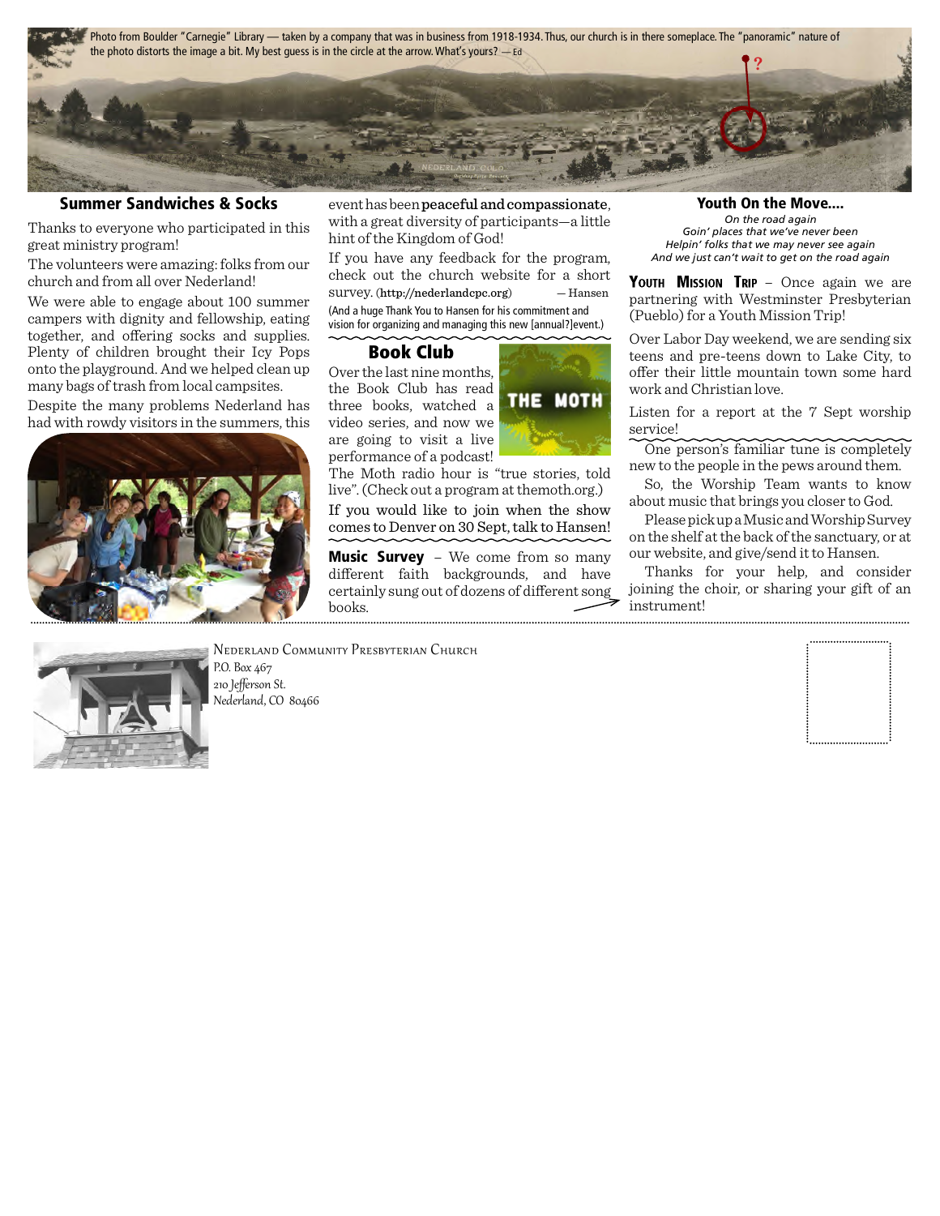Photo from Boulder "Carnegie" Library — taken by a company that was in business from 1918-1934. Thus, our church is in there someplace. The "panoramic" nature of the photo distorts the image a bit. My best guess is in the circle at the arrow. What's yours? — Ed

## Summer Sandwiches & Socks

Thanks to everyone who participated in this great ministry program!

The volunteers were amazing: folks from our church and from all over Nederland!

We were able to engage about 100 summer campers with dignity and fellowship, eating together, and offering socks and supplies. Plenty of children brought their Icy Pops onto the playground. And we helped clean up many bags of trash from local campsites.

Despite the many problems Nederland has had with rowdy visitors in the summers, this event has been peaceful and compassionate, with a great diversity of participants—a little hint of the Kingdom of God!

If you have any feedback for the program, check out the church website for a short survey. (http://nederlandcpc.org) — Hansen

(And a huge Thank You to Hansen for his commitment and vision for organizing and managing this new [annual?]event.)

## Book Club

Over the last nine months, the Book Club has read three books, watched a video series, and now we are going to visit a live performance of a podcast!

The Moth radio hour is "true stories, told live". (Check out a program at themoth.org.)

If you would like to join when the show comes to Denver on 30 Sept, talk to Hansen!

**Music Survey** – We come from so many different faith backgrounds, and have certainly sung out of dozens of different song books.

One person's familiar tune is completely new to the people in the pews around them.

So, the Worship Team wants to know about music that brings you closer to God.

Please pick up a Music and Worship Survey on the shelf at the back of the sanctuary, or at our website, and give/send it to Hansen.

Thanks for your help, and consider joining the choir, or sharing your gift of an instrument!

## Youth On the Move....

*On the road again*
*Goin' places that we've never been*
*Helpin' folks that we may never see again*
*And we just can't wait to get on the road again*

**Youth Mission Trip** – Once again we are partnering with Westminster Presbyterian (Pueblo) for a Youth Mission Trip!

Over Labor Day weekend, we are sending six teens and pre-teens down to Lake City, to offer their little mountain town some hard work and Christian love.

Listen for a report at the 7 Sept worship service!

Nederland Community Presbyterian Church
P.O. Box 467
210 Jefferson St.
Nederland, CO 80466